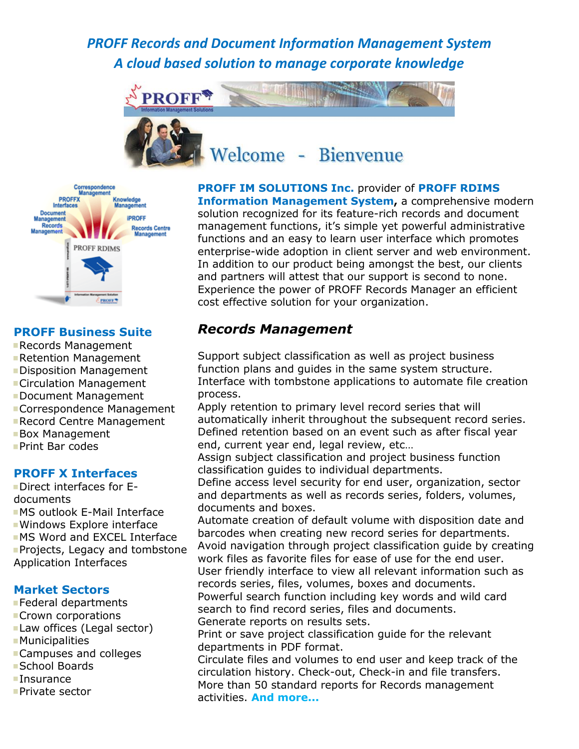# *PROFF Records and Document Information Management System*

## *A cloud based solution to manage corporate knowledge*

Welcome - Bienvenue

**PROFF IM SOLUTIONS Inc.** provider of **PROFF RDIMS Information Management System,** a comprehensive modern solution recognized for its feature-rich records and document management functions, it's simple yet powerful administrative functions and an easy to learn user interface which promotes enterprise-wide adoption in client server and web environment. In addition to our product being amongst the best, our clients and partners will attest that our support is second to none. Experience the power of PROFF Records Manager an efficient cost effective solution for your organization.

## PROFF Business Suite

- Records Management
- Retention Management
- Disposition Management
- Circulation Management
- Document Management
- Correspondence Management
- Record Centre Management
- Box Management
- Print Bar codes

## PROFF X Interfaces

- Direct interfaces for E-documents
- MS outlook E-Mail Interface
- Windows Explore interface
- MS Word and EXCEL Interface
- Projects, Legacy and tombstone Application Interfaces

## Market Sectors

- Federal departments
- Crown corporations
- Law offices (Legal sector)
- Municipalities
- Campuses and colleges
- School Boards
- Insurance
- Private sector

## *Records Management*

Support subject classification as well as project business function plans and guides in the same system structure.
Interface with tombstone applications to automate file creation process.
Apply retention to primary level record series that will automatically inherit throughout the subsequent record series.
Defined retention based on an event such as after fiscal year end, current year end, legal review, etc…
Assign subject classification and project business function classification guides to individual departments.
Define access level security for end user, organization, sector and departments as well as records series, folders, volumes, documents and boxes.
Automate creation of default volume with disposition date and barcodes when creating new record series for departments.
Avoid navigation through project classification guide by creating work files as favorite files for ease of use for the end user.
User friendly interface to view all relevant information such as records series, files, volumes, boxes and documents.
Powerful search function including key words and wild card search to find record series, files and documents.
Generate reports on results sets.
Print or save project classification guide for the relevant departments in PDF format.
Circulate files and volumes to end user and keep track of the circulation history. Check-out, Check-in and file transfers.
More than 50 standard reports for Records management activities. **And more…**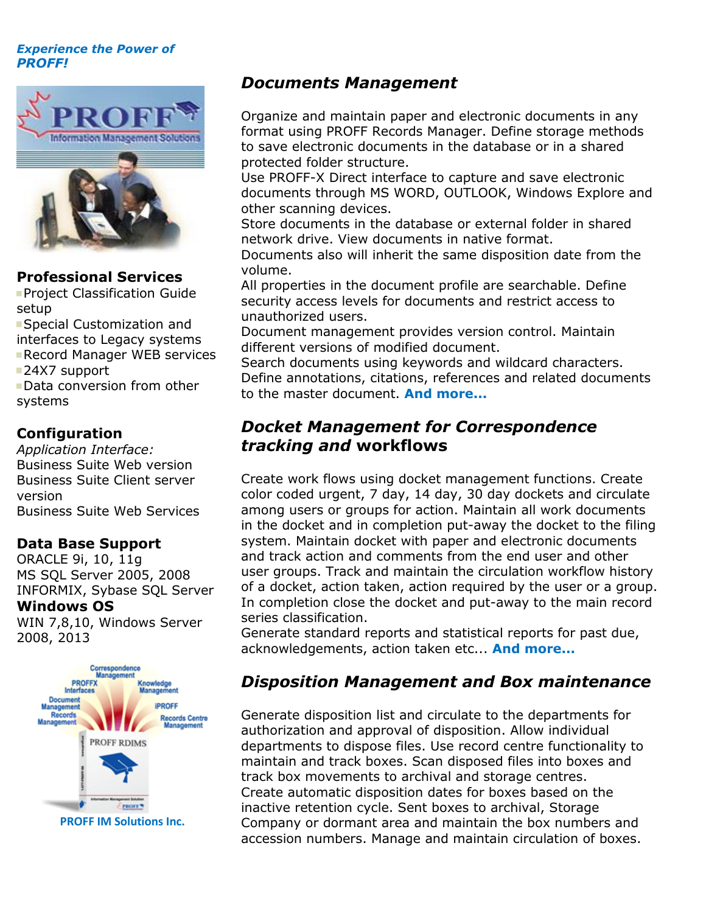*Experience the Power of PROFF!*

### Professional Services

- Project Classification Guide setup
- Special Customization and interfaces to Legacy systems
- Record Manager WEB services
- 24X7 support
- Data conversion from other systems

### Configuration

*Application Interface:*
Business Suite Web version
Business Suite Client server version
Business Suite Web Services

### Data Base Support

ORACLE 9i, 10, 11g
MS SQL Server 2005, 2008
INFORMIX, Sybase SQL Server

### Windows OS

WIN 7,8,10, Windows Server 2008, 2013

PROFF IM Solutions Inc.

## *Documents Management*

Organize and maintain paper and electronic documents in any format using PROFF Records Manager. Define storage methods to save electronic documents in the database or in a shared protected folder structure.
Use PROFF-X Direct interface to capture and save electronic documents through MS WORD, OUTLOOK, Windows Explore and other scanning devices.
Store documents in the database or external folder in shared network drive. View documents in native format.
Documents also will inherit the same disposition date from the volume.
All properties in the document profile are searchable. Define security access levels for documents and restrict access to unauthorized users.
Document management provides version control. Maintain different versions of modified document.
Search documents using keywords and wildcard characters. Define annotations, citations, references and related documents to the master document. **And more...**

## *Docket Management for Correspondence tracking and* workflows

Create work flows using docket management functions. Create color coded urgent, 7 day, 14 day, 30 day dockets and circulate among users or groups for action. Maintain all work documents in the docket and in completion put-away the docket to the filing system. Maintain docket with paper and electronic documents and track action and comments from the end user and other user groups. Track and maintain the circulation workflow history of a docket, action taken, action required by the user or a group. In completion close the docket and put-away to the main record series classification.
Generate standard reports and statistical reports for past due, acknowledgements, action taken etc... **And more...**

## *Disposition Management and Box maintenance*

Generate disposition list and circulate to the departments for authorization and approval of disposition. Allow individual departments to dispose files. Use record centre functionality to maintain and track boxes. Scan disposed files into boxes and track box movements to archival and storage centres.
Create automatic disposition dates for boxes based on the inactive retention cycle. Sent boxes to archival, Storage Company or dormant area and maintain the box numbers and accession numbers. Manage and maintain circulation of boxes.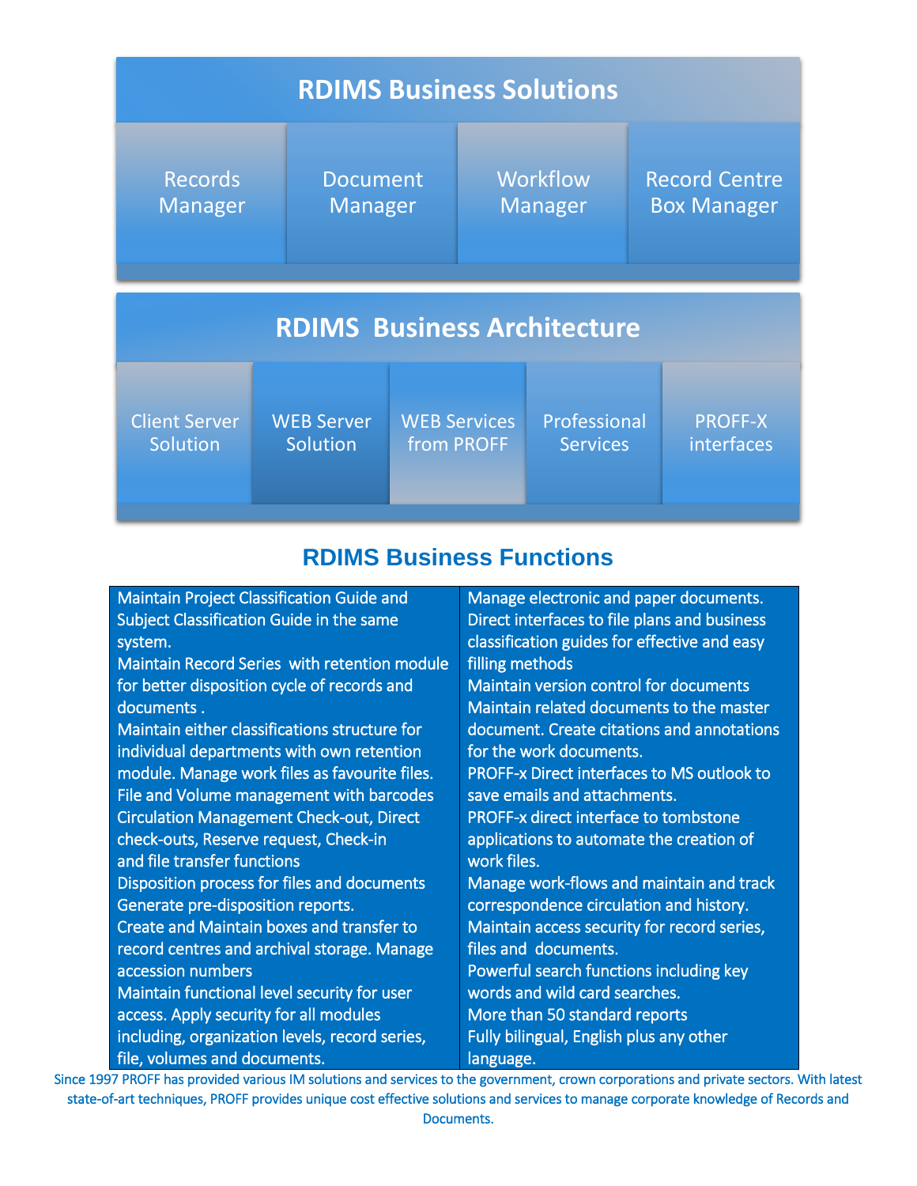# RDIMS Business Solutions

- Records Manager
- Document Manager
- Workflow Manager
- Record Centre Box Manager

# RDIMS Business Architecture

- Client Server Solution
- WEB Server Solution
- WEB Services from PROFF
- Professional Services
- PROFF-X interfaces

## RDIMS Business Functions

| | |
|---|---|
| Maintain Project Classification Guide and Subject Classification Guide in the same system.<br>Maintain Record Series with retention module for better disposition cycle of records and documents .<br>Maintain either classifications structure for individual departments with own retention module. Manage work files as favourite files.<br>File and Volume management with barcodes<br>Circulation Management Check-out, Direct check-outs, Reserve request, Check-in and file transfer functions<br>Disposition process for files and documents Generate pre-disposition reports.<br>Create and Maintain boxes and transfer to record centres and archival storage. Manage accession numbers<br>Maintain functional level security for user access. Apply security for all modules including, organization levels, record series, file, volumes and documents. | Manage electronic and paper documents.<br>Direct interfaces to file plans and business classification guides for effective and easy filling methods<br>Maintain version control for documents<br>Maintain related documents to the master document. Create citations and annotations for the work documents.<br>PROFF-x Direct interfaces to MS outlook to save emails and attachments.<br>PROFF-x direct interface to tombstone applications to automate the creation of work files.<br>Manage work-flows and maintain and track correspondence circulation and history.<br>Maintain access security for record series, files and documents.<br>Powerful search functions including key words and wild card searches.<br>More than 50 standard reports<br>Fully bilingual, English plus any other language. |

Since 1997 PROFF has provided various IM solutions and services to the government, crown corporations and private sectors. With latest state-of-art techniques, PROFF provides unique cost effective solutions and services to manage corporate knowledge of Records and Documents.